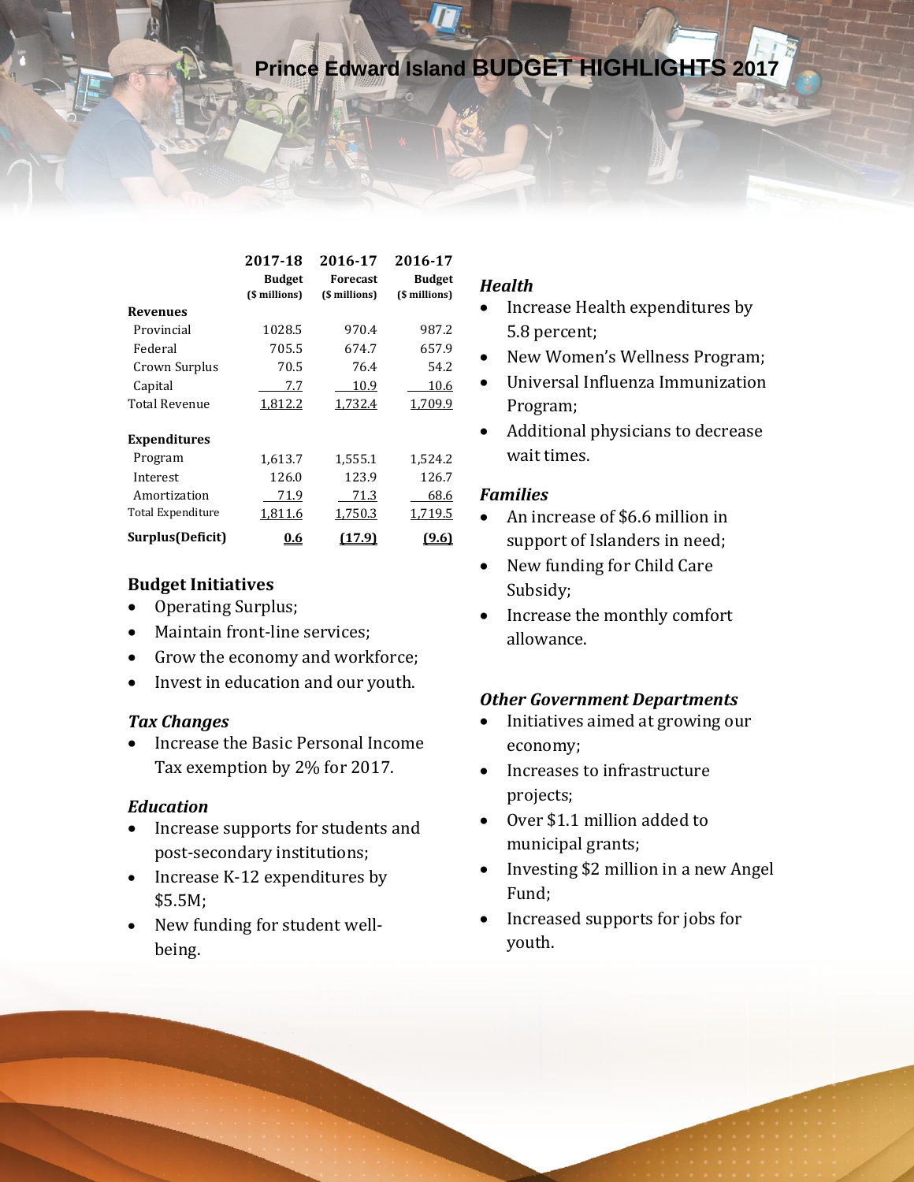# Prince Edward Island BUDGET HIGHLIGHTS 2017

| | 2017-18 Budget ($ millions) | 2016-17 Forecast ($ millions) | 2016-17 Budget ($ millions) |
|---|---|---|---|
| **Revenues** | | | |
| Provincial | 1028.5 | 970.4 | 987.2 |
| Federal | 705.5 | 674.7 | 657.9 |
| Crown Surplus | 70.5 | 76.4 | 54.2 |
| Capital | 7.7 | 10.9 | 10.6 |
| Total Revenue | 1,812.2 | 1,732.4 | 1,709.9 |
| **Expenditures** | | | |
| Program | 1,613.7 | 1,555.1 | 1,524.2 |
| Interest | 126.0 | 123.9 | 126.7 |
| Amortization | 71.9 | 71.3 | 68.6 |
| Total Expenditure | 1,811.6 | 1,750.3 | 1,719.5 |
| **Surplus(Deficit)** | **0.6** | **(17.9)** | **(9.6)** |

## Budget Initiatives

- Operating Surplus;
- Maintain front-line services;
- Grow the economy and workforce;
- Invest in education and our youth.

### *Tax Changes*

- Increase the Basic Personal Income Tax exemption by 2% for 2017.

### *Education*

- Increase supports for students and post-secondary institutions;
- Increase K-12 expenditures by $5.5M;
- New funding for student well-being.

### *Health*

- Increase Health expenditures by 5.8 percent;
- New Women's Wellness Program;
- Universal Influenza Immunization Program;
- Additional physicians to decrease wait times.

### *Families*

- An increase of $6.6 million in support of Islanders in need;
- New funding for Child Care Subsidy;
- Increase the monthly comfort allowance.

### *Other Government Departments*

- Initiatives aimed at growing our economy;
- Increases to infrastructure projects;
- Over $1.1 million added to municipal grants;
- Investing $2 million in a new Angel Fund;
- Increased supports for jobs for youth.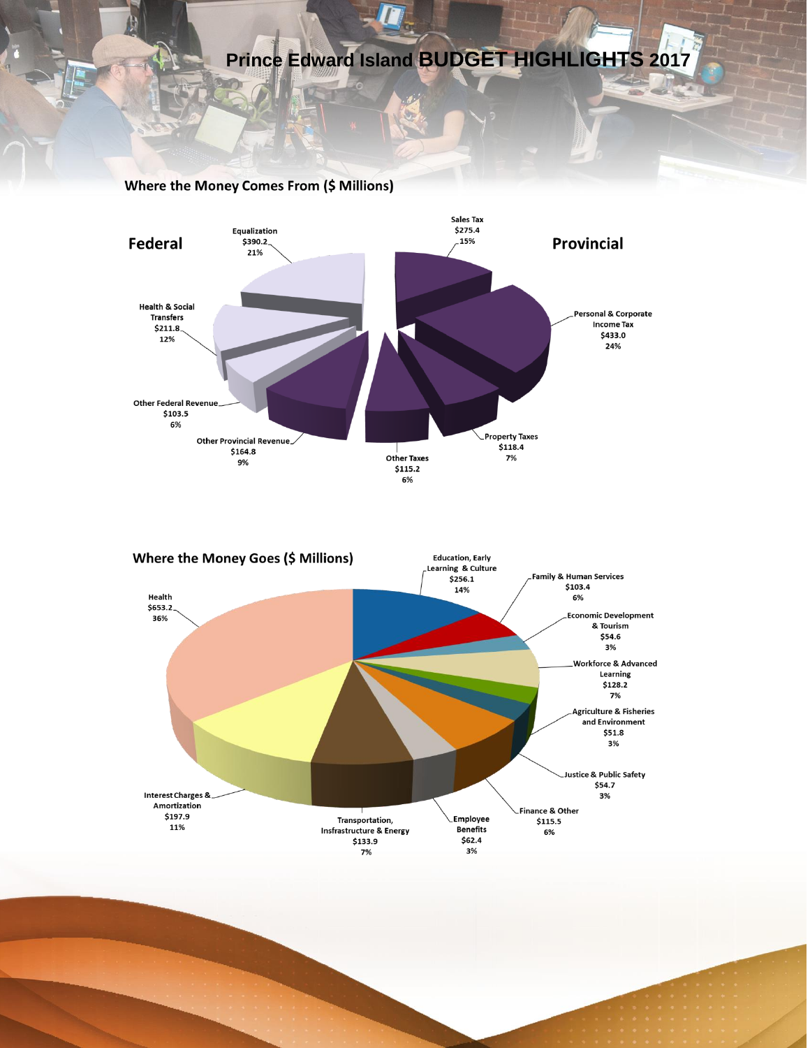# Prince Edward Island BUDGET HIGHLIGHTS 2017

## Where the Money Comes From ($ Millions)

**Federal**

| Source | $ Millions | % |
|---|---|---|
| Equalization | $390.2 | 21% |
| Health & Social Transfers | $211.8 | 12% |
| Other Federal Revenue | $103.5 | 6% |

**Provincial**

| Source | $ Millions | % |
|---|---|---|
| Sales Tax | $275.4 | 15% |
| Personal & Corporate Income Tax | $433.0 | 24% |
| Property Taxes | $118.4 | 7% |
| Other Taxes | $115.2 | 6% |
| Other Provincial Revenue | $164.8 | 9% |

## Where the Money Goes ($ Millions)

| Area | $ Millions | % |
|---|---|---|
| Health | $653.2 | 36% |
| Education, Early Learning & Culture | $256.1 | 14% |
| Family & Human Services | $103.4 | 6% |
| Economic Development & Tourism | $54.6 | 3% |
| Workforce & Advanced Learning | $128.2 | 7% |
| Agriculture & Fisheries and Environment | $51.8 | 3% |
| Justice & Public Safety | $54.7 | 3% |
| Finance & Other | $115.5 | 6% |
| Employee Benefits | $62.4 | 3% |
| Transportation, Insfrastructure & Energy | $133.9 | 7% |
| Interest Charges & Amortization | $197.9 | 11% |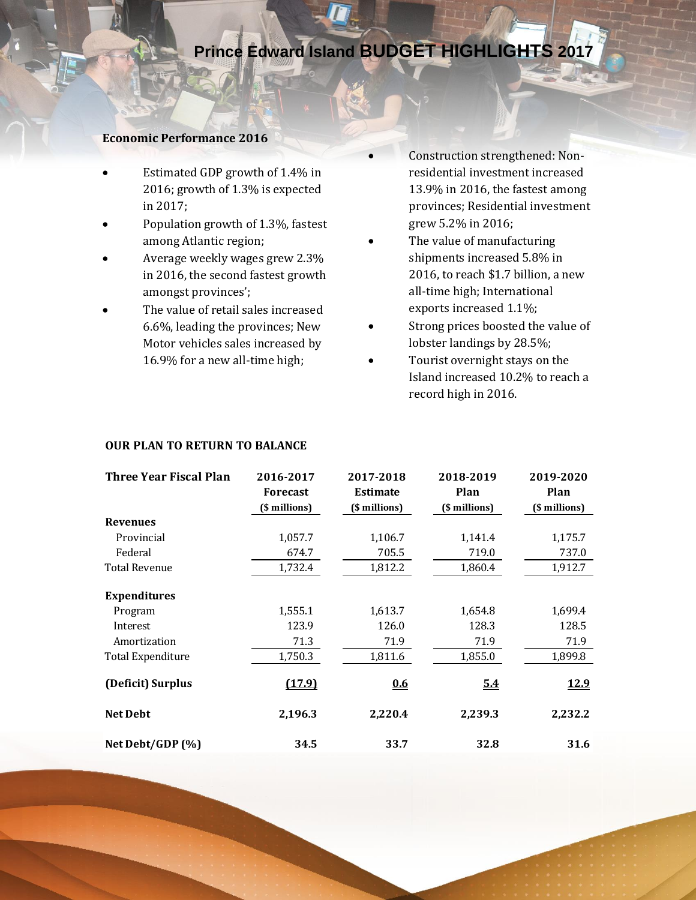# Prince Edward Island BUDGET HIGHLIGHTS 2017

## Economic Performance 2016

- Estimated GDP growth of 1.4% in 2016; growth of 1.3% is expected in 2017;
- Population growth of 1.3%, fastest among Atlantic region;
- Average weekly wages grew 2.3% in 2016, the second fastest growth amongst provinces';
- The value of retail sales increased 6.6%, leading the provinces; New Motor vehicles sales increased by 16.9% for a new all-time high;
- Construction strengthened: Non-residential investment increased 13.9% in 2016, the fastest among provinces; Residential investment grew 5.2% in 2016;
- The value of manufacturing shipments increased 5.8% in 2016, to reach $1.7 billion, a new all-time high; International exports increased 1.1%;
- Strong prices boosted the value of lobster landings by 28.5%;
- Tourist overnight stays on the Island increased 10.2% to reach a record high in 2016.

## OUR PLAN TO RETURN TO BALANCE

| Three Year Fiscal Plan | 2016-2017 Forecast ($ millions) | 2017-2018 Estimate ($ millions) | 2018-2019 Plan ($ millions) | 2019-2020 Plan ($ millions) |
|---|---|---|---|---|
| **Revenues** | | | | |
| Provincial | 1,057.7 | 1,106.7 | 1,141.4 | 1,175.7 |
| Federal | 674.7 | 705.5 | 719.0 | 737.0 |
| Total Revenue | 1,732.4 | 1,812.2 | 1,860.4 | 1,912.7 |
| **Expenditures** | | | | |
| Program | 1,555.1 | 1,613.7 | 1,654.8 | 1,699.4 |
| Interest | 123.9 | 126.0 | 128.3 | 128.5 |
| Amortization | 71.3 | 71.9 | 71.9 | 71.9 |
| Total Expenditure | 1,750.3 | 1,811.6 | 1,855.0 | 1,899.8 |
| **(Deficit) Surplus** | **(17.9)** | **0.6** | **5.4** | **12.9** |
| **Net Debt** | **2,196.3** | **2,220.4** | **2,239.3** | **2,232.2** |
| **Net Debt/GDP (%)** | **34.5** | **33.7** | **32.8** | **31.6** |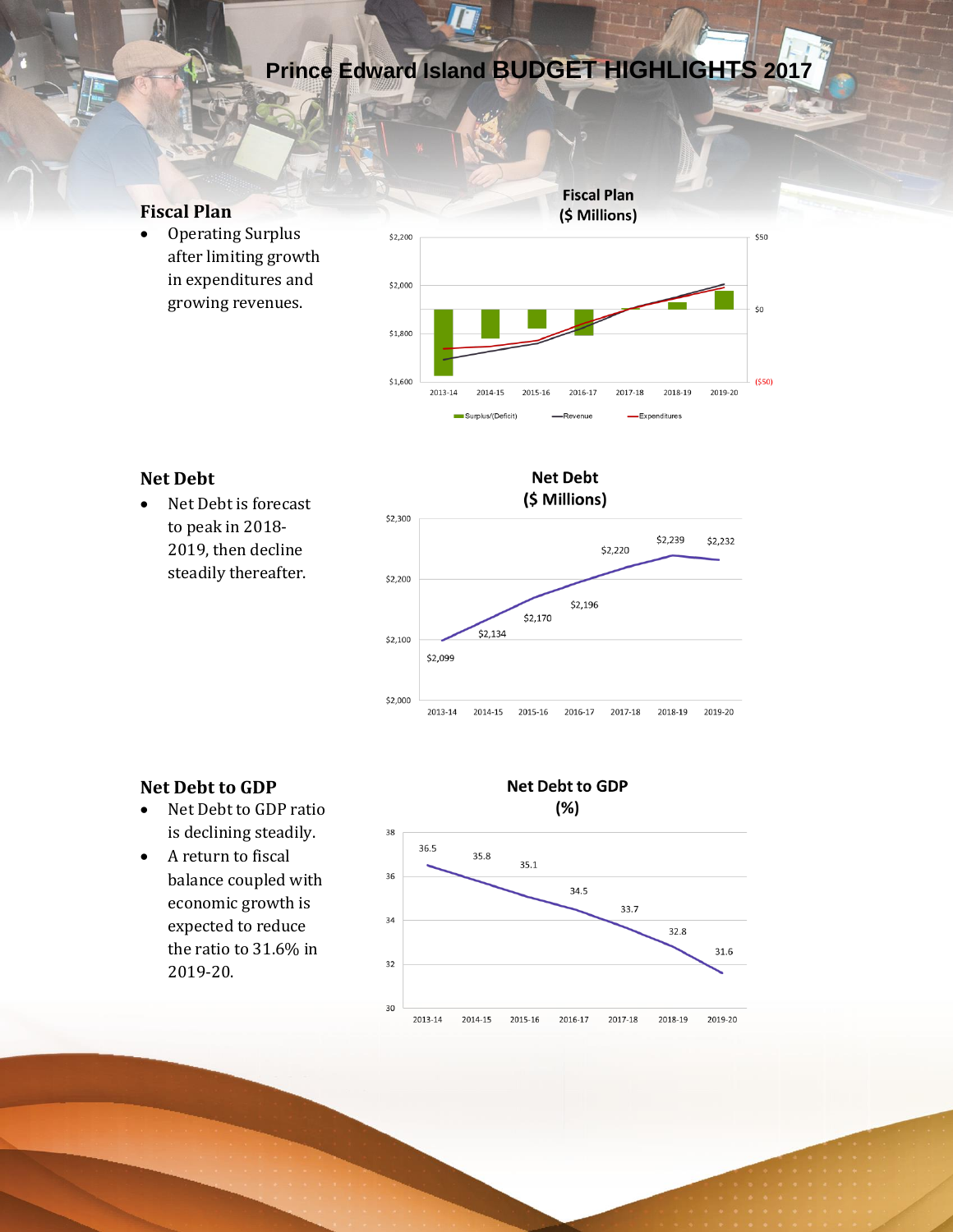# Prince Edward Island BUDGET HIGHLIGHTS 2017

## Fiscal Plan

- Operating Surplus after limiting growth in expenditures and growing revenues.

Fiscal Plan
($ Millions)

$2,200
$2,000
$1,800
$1,600

$50
$0
($50)

2013-14 2014-15 2015-16 2016-17 2017-18 2018-19 2019-20

Surplus/(Deficit) Revenue Expenditures

## Net Debt

- Net Debt is forecast to peak in 2018-2019, then decline steadily thereafter.

Net Debt
($ Millions)

$2,300
$2,200
$2,100
$2,000

$2,099 $2,134 $2,170 $2,196 $2,220 $2,239 $2,232

2013-14 2014-15 2015-16 2016-17 2017-18 2018-19 2019-20

## Net Debt to GDP

- Net Debt to GDP ratio is declining steadily.
- A return to fiscal balance coupled with economic growth is expected to reduce the ratio to 31.6% in 2019-20.

Net Debt to GDP
(%)

38
36
34
32
30

36.5 35.8 35.1 34.5 33.7 32.8 31.6

2013-14 2014-15 2015-16 2016-17 2017-18 2018-19 2019-20